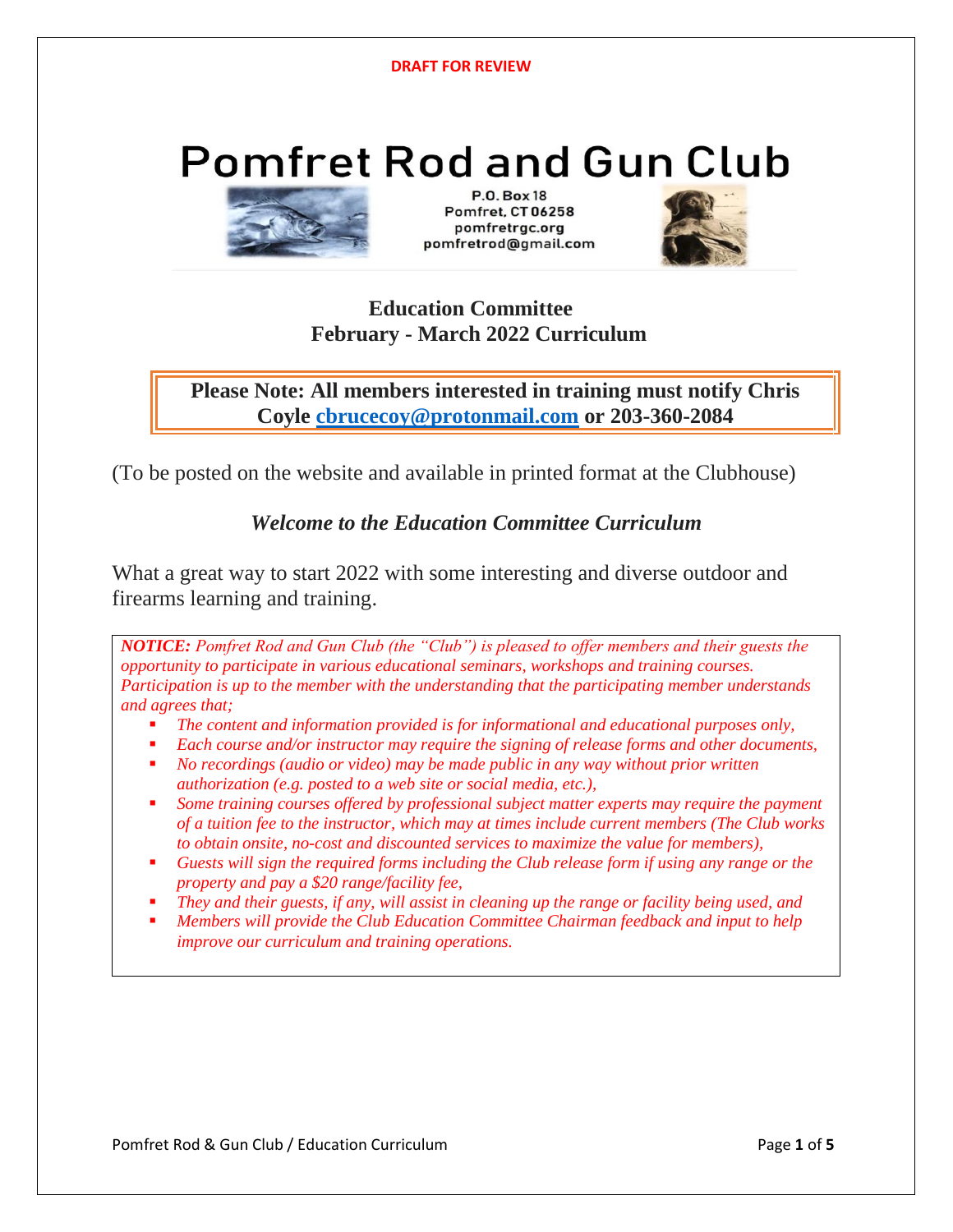DRAFT FOR REVIEW

# Pomfret Rod and Gun Club

P.O. Box 18
Pomfret, CT 06258
pomfretrgc.org
pomfretrod@gmail.com

## Education Committee
## February - March 2022 Curriculum

**Please Note: All members interested in training must notify Chris Coyle cbrucecoy@protonmail.com or 203-360-2084**

(To be posted on the website and available in printed format at the Clubhouse)

***Welcome to the Education Committee Curriculum***

What a great way to start 2022 with some interesting and diverse outdoor and firearms learning and training.

***NOTICE:*** *Pomfret Rod and Gun Club (the "Club") is pleased to offer members and their guests the opportunity to participate in various educational seminars, workshops and training courses. Participation is up to the member with the understanding that the participating member understands and agrees that;*

- *The content and information provided is for informational and educational purposes only,*
- *Each course and/or instructor may require the signing of release forms and other documents,*
- *No recordings (audio or video) may be made public in any way without prior written authorization (e.g. posted to a web site or social media, etc.),*
- *Some training courses offered by professional subject matter experts may require the payment of a tuition fee to the instructor, which may at times include current members (The Club works to obtain onsite, no-cost and discounted services to maximize the value for members),*
- *Guests will sign the required forms including the Club release form if using any range or the property and pay a $20 range/facility fee,*
- *They and their guests, if any, will assist in cleaning up the range or facility being used, and*
- *Members will provide the Club Education Committee Chairman feedback and input to help improve our curriculum and training operations.*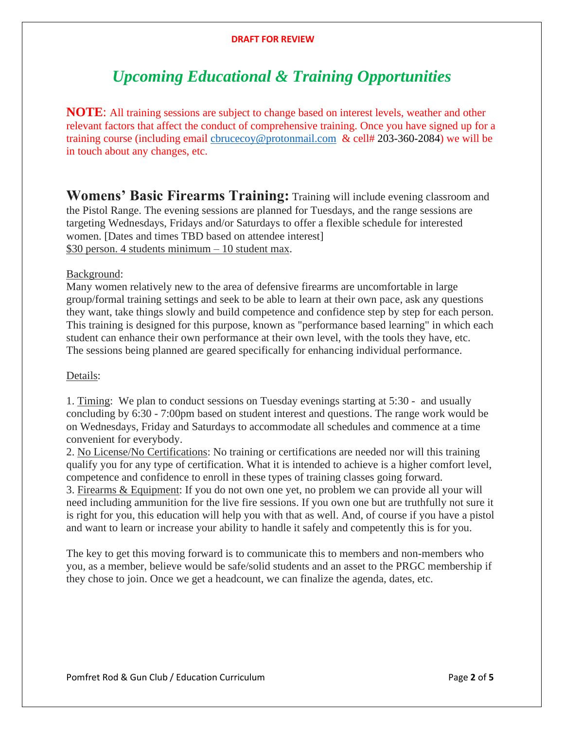**DRAFT FOR REVIEW**

# *Upcoming Educational & Training Opportunities*

**NOTE**: All training sessions are subject to change based on interest levels, weather and other relevant factors that affect the conduct of comprehensive training. Once you have signed up for a training course (including email cbrucecoy@protonmail.com & cell# 203-360-2084) we will be in touch about any changes, etc.

**Womens' Basic Firearms Training:** Training will include evening classroom and the Pistol Range. The evening sessions are planned for Tuesdays, and the range sessions are targeting Wednesdays, Fridays and/or Saturdays to offer a flexible schedule for interested women. [Dates and times TBD based on attendee interest]
$30 person. 4 students minimum – 10 student max.

Background:
Many women relatively new to the area of defensive firearms are uncomfortable in large group/formal training settings and seek to be able to learn at their own pace, ask any questions they want, take things slowly and build competence and confidence step by step for each person. This training is designed for this purpose, known as "performance based learning" in which each student can enhance their own performance at their own level, with the tools they have, etc. The sessions being planned are geared specifically for enhancing individual performance.

Details:

1. Timing: We plan to conduct sessions on Tuesday evenings starting at 5:30 - and usually concluding by 6:30 - 7:00pm based on student interest and questions. The range work would be on Wednesdays, Friday and Saturdays to accommodate all schedules and commence at a time convenient for everybody.
2. No License/No Certifications: No training or certifications are needed nor will this training qualify you for any type of certification. What it is intended to achieve is a higher comfort level, competence and confidence to enroll in these types of training classes going forward.
3. Firearms & Equipment: If you do not own one yet, no problem we can provide all your will need including ammunition for the live fire sessions. If you own one but are truthfully not sure it is right for you, this education will help you with that as well. And, of course if you have a pistol and want to learn or increase your ability to handle it safely and competently this is for you.

The key to get this moving forward is to communicate this to members and non-members who you, as a member, believe would be safe/solid students and an asset to the PRGC membership if they chose to join. Once we get a headcount, we can finalize the agenda, dates, etc.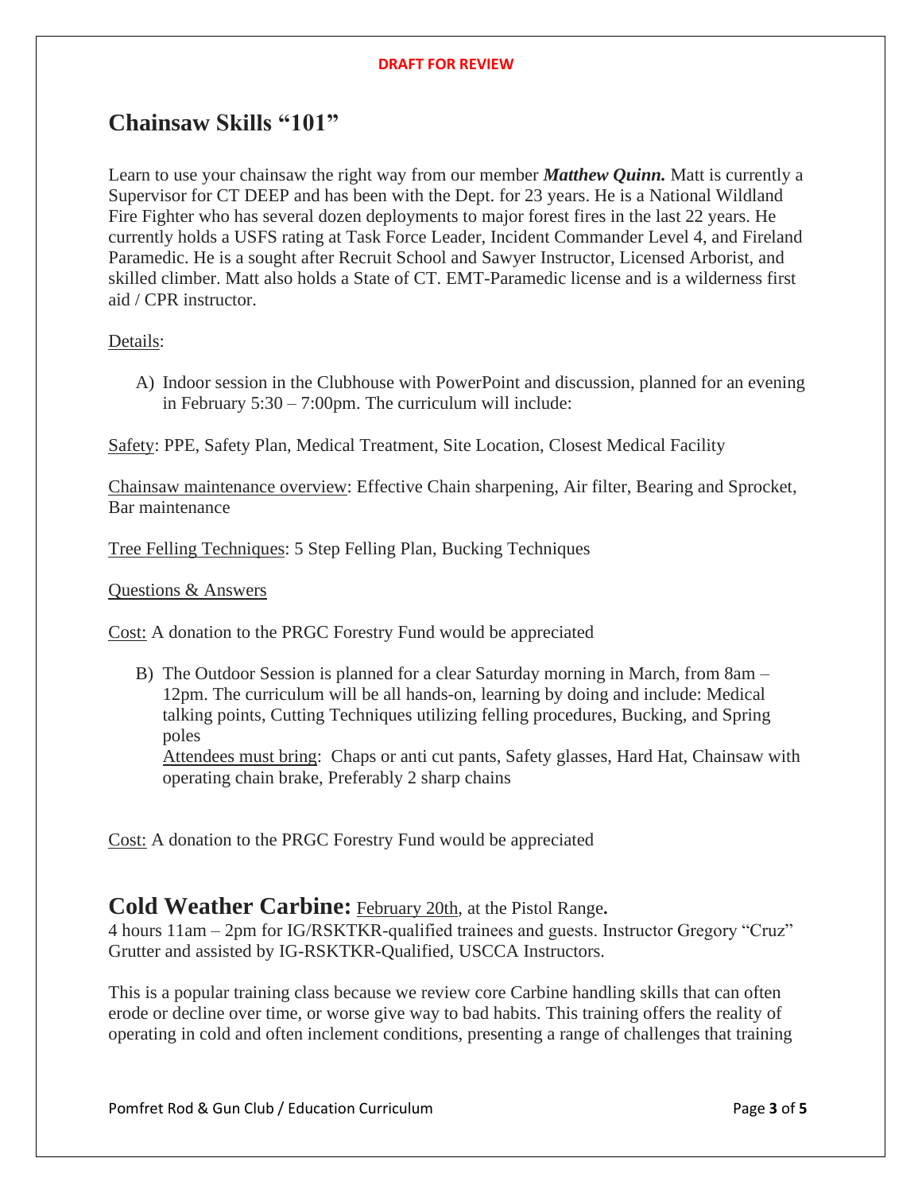**DRAFT FOR REVIEW**

## Chainsaw Skills "101"

Learn to use your chainsaw the right way from our member ***Matthew Quinn.*** Matt is currently a Supervisor for CT DEEP and has been with the Dept. for 23 years. He is a National Wildland Fire Fighter who has several dozen deployments to major forest fires in the last 22 years. He currently holds a USFS rating at Task Force Leader, Incident Commander Level 4, and Fireland Paramedic. He is a sought after Recruit School and Sawyer Instructor, Licensed Arborist, and skilled climber. Matt also holds a State of CT. EMT-Paramedic license and is a wilderness first aid / CPR instructor.

<u>Details</u>:

A) Indoor session in the Clubhouse with PowerPoint and discussion, planned for an evening in February 5:30 – 7:00pm. The curriculum will include:

<u>Safety</u>: PPE, Safety Plan, Medical Treatment, Site Location, Closest Medical Facility

<u>Chainsaw maintenance overview</u>: Effective Chain sharpening, Air filter, Bearing and Sprocket, Bar maintenance

<u>Tree Felling Techniques</u>: 5 Step Felling Plan, Bucking Techniques

<u>Questions & Answers</u>

<u>Cost:</u> A donation to the PRGC Forestry Fund would be appreciated

B) The Outdoor Session is planned for a clear Saturday morning in March, from 8am – 12pm. The curriculum will be all hands-on, learning by doing and include: Medical talking points, Cutting Techniques utilizing felling procedures, Bucking, and Spring poles
<u>Attendees must bring</u>: Chaps or anti cut pants, Safety glasses, Hard Hat, Chainsaw with operating chain brake, Preferably 2 sharp chains

<u>Cost:</u> A donation to the PRGC Forestry Fund would be appreciated

## Cold Weather Carbine: <u>February 20th</u>, at the Pistol Range.

4 hours 11am – 2pm for IG/RSKTKR-qualified trainees and guests. Instructor Gregory "Cruz" Grutter and assisted by IG-RSKTKR-Qualified, USCCA Instructors.

This is a popular training class because we review core Carbine handling skills that can often erode or decline over time, or worse give way to bad habits. This training offers the reality of operating in cold and often inclement conditions, presenting a range of challenges that training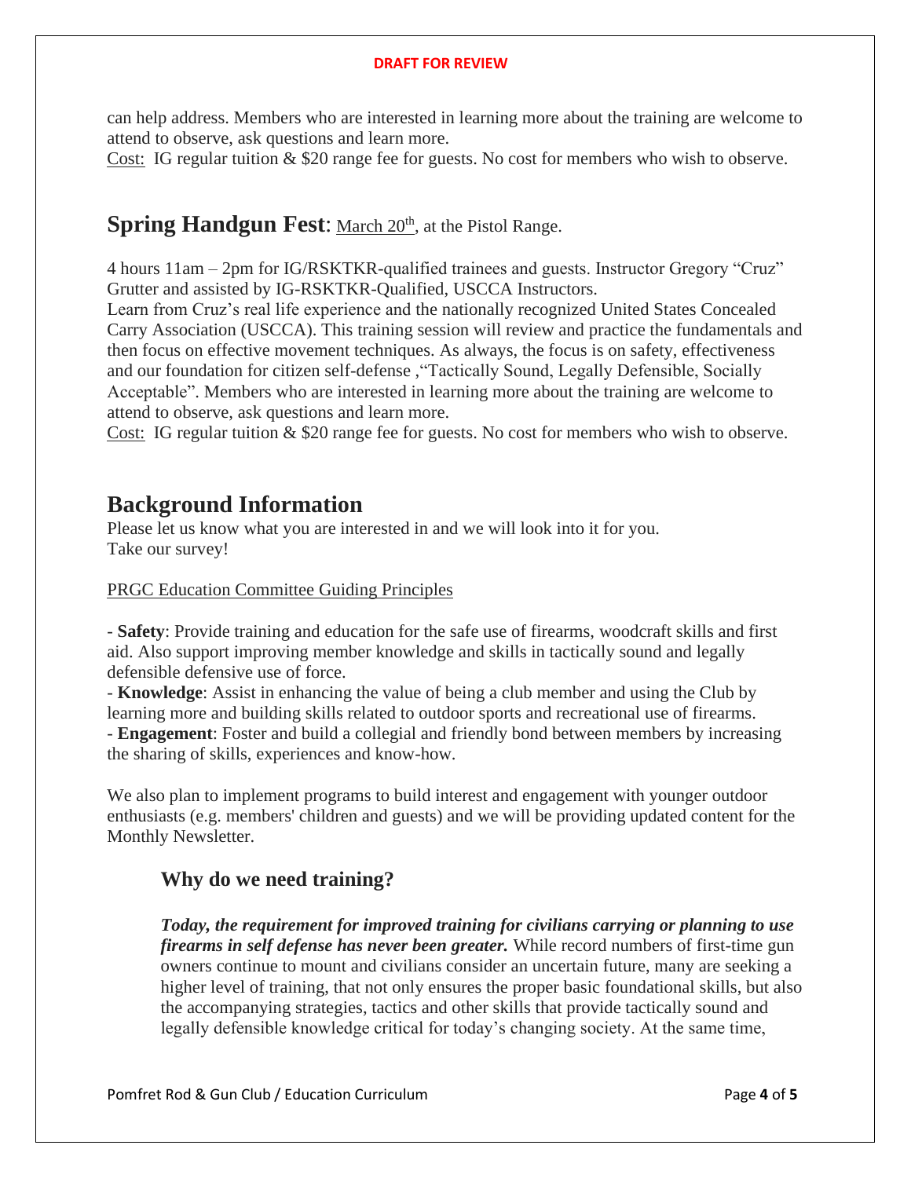can help address. Members who are interested in learning more about the training are welcome to attend to observe, ask questions and learn more.
Cost: IG regular tuition & $20 range fee for guests. No cost for members who wish to observe.

## **Spring Handgun Fest**: March 20th, at the Pistol Range.

4 hours 11am – 2pm for IG/RSKTKR-qualified trainees and guests. Instructor Gregory "Cruz" Grutter and assisted by IG-RSKTKR-Qualified, USCCA Instructors.
Learn from Cruz's real life experience and the nationally recognized United States Concealed Carry Association (USCCA). This training session will review and practice the fundamentals and then focus on effective movement techniques. As always, the focus is on safety, effectiveness and our foundation for citizen self-defense ,"Tactically Sound, Legally Defensible, Socially Acceptable". Members who are interested in learning more about the training are welcome to attend to observe, ask questions and learn more.
Cost: IG regular tuition & $20 range fee for guests. No cost for members who wish to observe.

## Background Information

Please let us know what you are interested in and we will look into it for you.
Take our survey!

PRGC Education Committee Guiding Principles

- **Safety**: Provide training and education for the safe use of firearms, woodcraft skills and first aid. Also support improving member knowledge and skills in tactically sound and legally defensible defensive use of force.
- **Knowledge**: Assist in enhancing the value of being a club member and using the Club by learning more and building skills related to outdoor sports and recreational use of firearms.
- **Engagement**: Foster and build a collegial and friendly bond between members by increasing the sharing of skills, experiences and know-how.

We also plan to implement programs to build interest and engagement with younger outdoor enthusiasts (e.g. members' children and guests) and we will be providing updated content for the Monthly Newsletter.

### Why do we need training?

***Today, the requirement for improved training for civilians carrying or planning to use firearms in self defense has never been greater.*** While record numbers of first-time gun owners continue to mount and civilians consider an uncertain future, many are seeking a higher level of training, that not only ensures the proper basic foundational skills, but also the accompanying strategies, tactics and other skills that provide tactically sound and legally defensible knowledge critical for today's changing society. At the same time,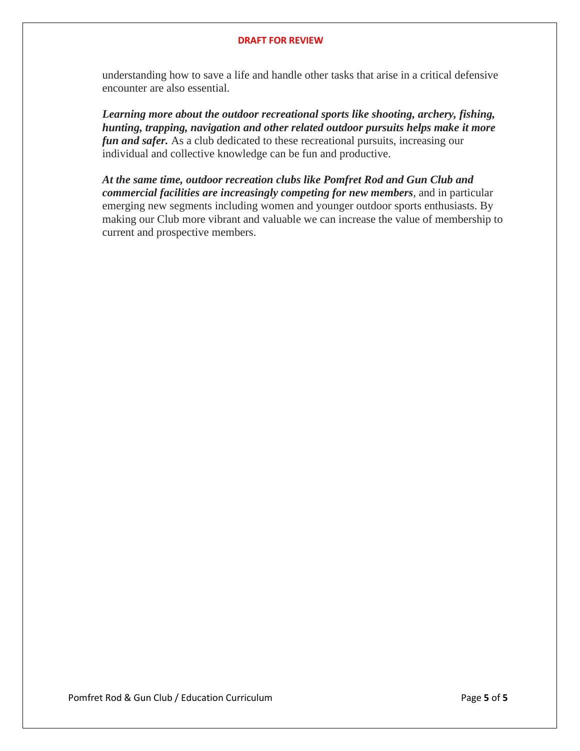understanding how to save a life and handle other tasks that arise in a critical defensive encounter are also essential.

***Learning more about the outdoor recreational sports like shooting, archery, fishing, hunting, trapping, navigation and other related outdoor pursuits helps make it more fun and safer.*** As a club dedicated to these recreational pursuits, increasing our individual and collective knowledge can be fun and productive.

***At the same time, outdoor recreation clubs like Pomfret Rod and Gun Club and commercial facilities are increasingly competing for new members***, and in particular emerging new segments including women and younger outdoor sports enthusiasts. By making our Club more vibrant and valuable we can increase the value of membership to current and prospective members.